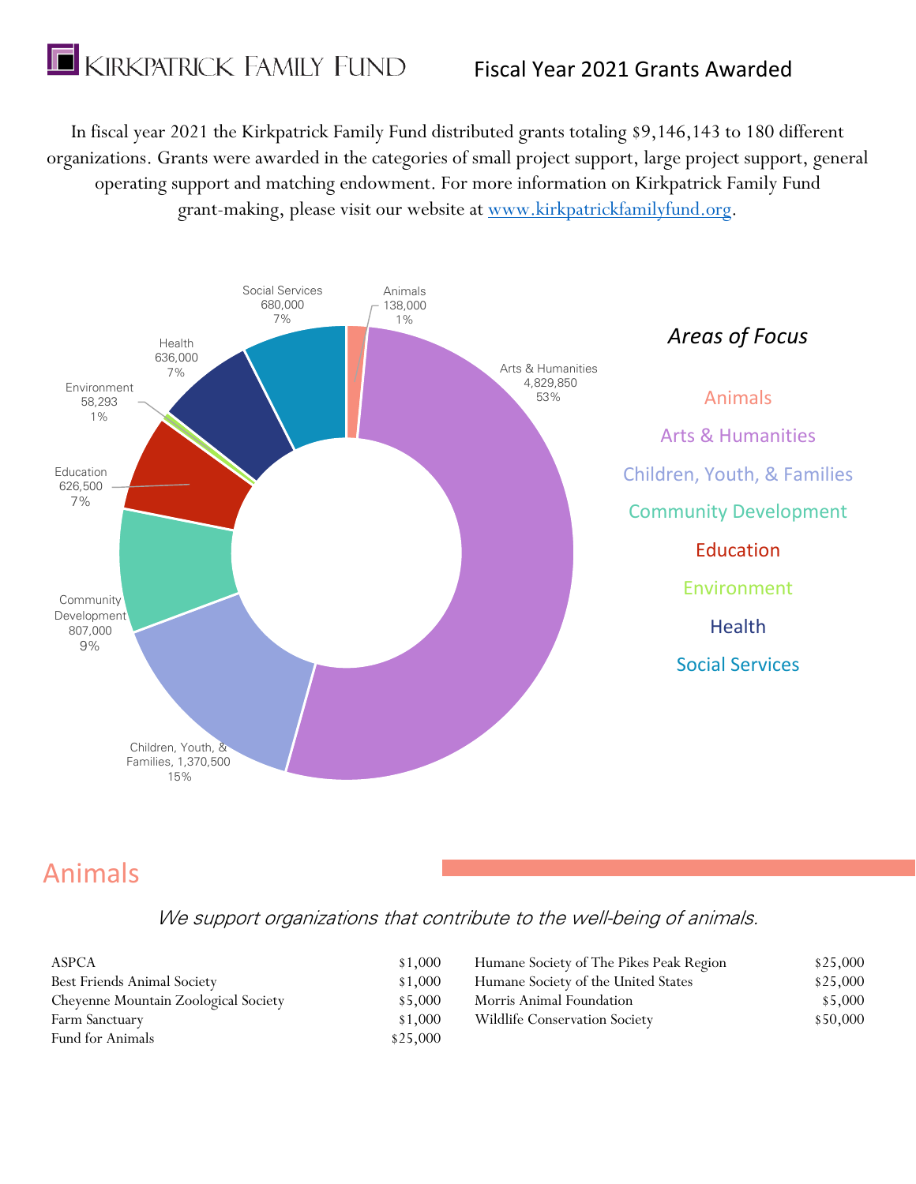# Kirkpatrick Family Fund

## Fiscal Year 2021 Grants Awarded

In fiscal year 2021 the Kirkpatrick Family Fund distributed grants totaling $9,146,143 to 180 different organizations. Grants were awarded in the categories of small project support, large project support, general operating support and matching endowment. For more information on Kirkpatrick Family Fund grant-making, please visit our website at [www.kirkpatrickfamilyfund.org](http://www.kirkpatrickfamilyfund.org).

| Area of Focus | Amount | Percent |
|---|---|---|
| Animals | 138,000 | 1% |
| Arts & Humanities | 4,829,850 | 53% |
| Children, Youth, & Families | 1,370,500 | 15% |
| Community Development | 807,000 | 9% |
| Education | 626,500 | 7% |
| Environment | 58,293 | 1% |
| Health | 636,000 | 7% |
| Social Services | 680,000 | 7% |

*Areas of Focus*

- Animals
- Arts & Humanities
- Children, Youth, & Families
- Community Development
- Education
- Environment
- Health
- Social Services

## Animals

*We support organizations that contribute to the well-being of animals.*

| Organization | Amount |
|---|---|
| ASPCA | $1,000 |
| Best Friends Animal Society | $1,000 |
| Cheyenne Mountain Zoological Society | $5,000 |
| Farm Sanctuary | $1,000 |
| Fund for Animals | $25,000 |
| Humane Society of The Pikes Peak Region | $25,000 |
| Humane Society of the United States | $25,000 |
| Morris Animal Foundation | $5,000 |
| Wildlife Conservation Society | $50,000 |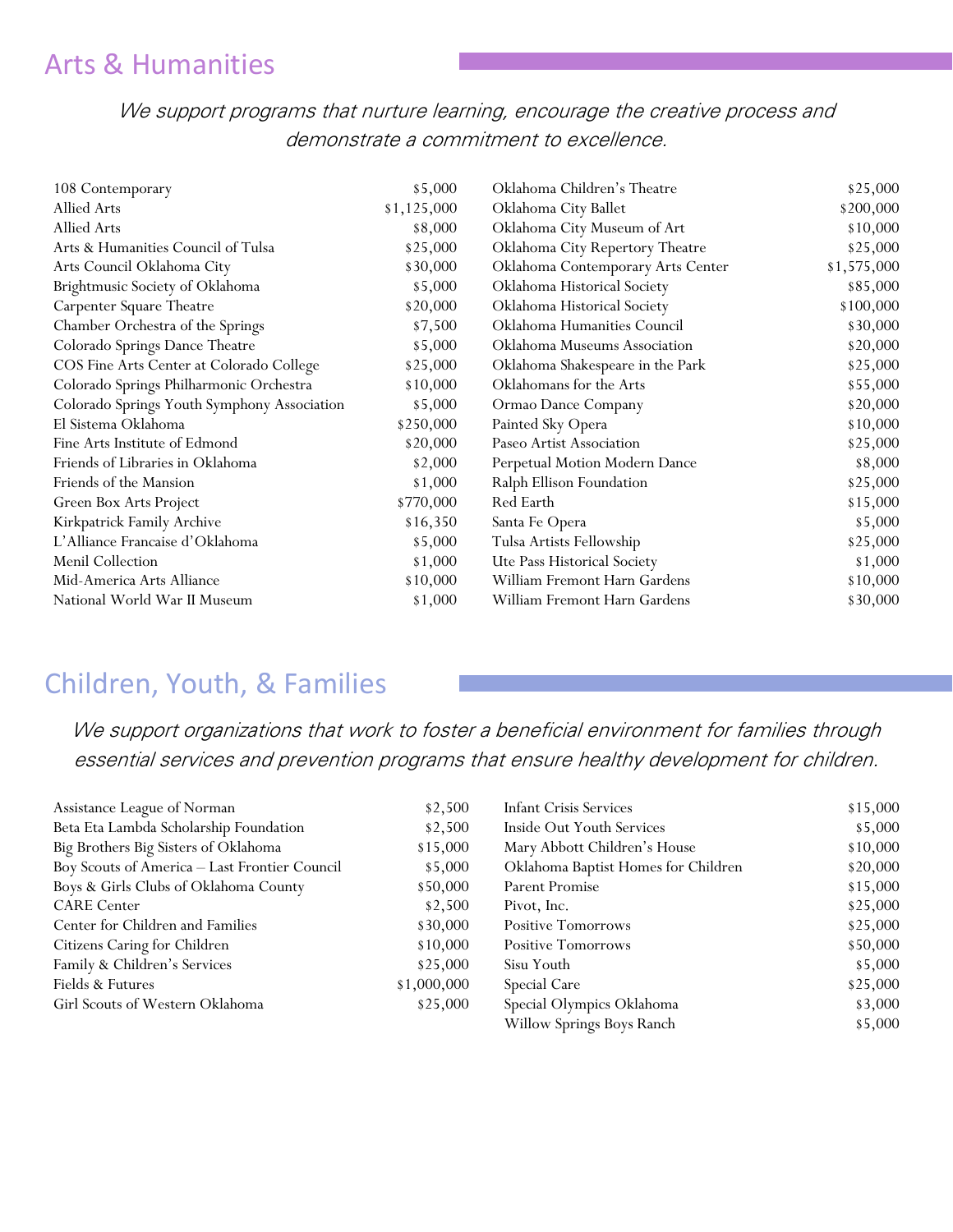## Arts & Humanities

*We support programs that nurture learning, encourage the creative process and demonstrate a commitment to excellence.*

| Organization | Amount |
|---|---|
| 108 Contemporary | $5,000 |
| Allied Arts | $1,125,000 |
| Allied Arts | $8,000 |
| Arts & Humanities Council of Tulsa | $25,000 |
| Arts Council Oklahoma City | $30,000 |
| Brightmusic Society of Oklahoma | $5,000 |
| Carpenter Square Theatre | $20,000 |
| Chamber Orchestra of the Springs | $7,500 |
| Colorado Springs Dance Theatre | $5,000 |
| COS Fine Arts Center at Colorado College | $25,000 |
| Colorado Springs Philharmonic Orchestra | $10,000 |
| Colorado Springs Youth Symphony Association | $5,000 |
| El Sistema Oklahoma | $250,000 |
| Fine Arts Institute of Edmond | $20,000 |
| Friends of Libraries in Oklahoma | $2,000 |
| Friends of the Mansion | $1,000 |
| Green Box Arts Project | $770,000 |
| Kirkpatrick Family Archive | $16,350 |
| L'Alliance Francaise d'Oklahoma | $5,000 |
| Menil Collection | $1,000 |
| Mid-America Arts Alliance | $10,000 |
| National World War II Museum | $1,000 |
| Oklahoma Children's Theatre | $25,000 |
| Oklahoma City Ballet | $200,000 |
| Oklahoma City Museum of Art | $10,000 |
| Oklahoma City Repertory Theatre | $25,000 |
| Oklahoma Contemporary Arts Center | $1,575,000 |
| Oklahoma Historical Society | $85,000 |
| Oklahoma Historical Society | $100,000 |
| Oklahoma Humanities Council | $30,000 |
| Oklahoma Museums Association | $20,000 |
| Oklahoma Shakespeare in the Park | $25,000 |
| Oklahomans for the Arts | $55,000 |
| Ormao Dance Company | $20,000 |
| Painted Sky Opera | $10,000 |
| Paseo Artist Association | $25,000 |
| Perpetual Motion Modern Dance | $8,000 |
| Ralph Ellison Foundation | $25,000 |
| Red Earth | $15,000 |
| Santa Fe Opera | $5,000 |
| Tulsa Artists Fellowship | $25,000 |
| Ute Pass Historical Society | $1,000 |
| William Fremont Harn Gardens | $10,000 |
| William Fremont Harn Gardens | $30,000 |

## Children, Youth, & Families

*We support organizations that work to foster a beneficial environment for families through essential services and prevention programs that ensure healthy development for children.*

| Organization | Amount |
|---|---|
| Assistance League of Norman | $2,500 |
| Beta Eta Lambda Scholarship Foundation | $2,500 |
| Big Brothers Big Sisters of Oklahoma | $15,000 |
| Boy Scouts of America – Last Frontier Council | $5,000 |
| Boys & Girls Clubs of Oklahoma County | $50,000 |
| CARE Center | $2,500 |
| Center for Children and Families | $30,000 |
| Citizens Caring for Children | $10,000 |
| Family & Children's Services | $25,000 |
| Fields & Futures | $1,000,000 |
| Girl Scouts of Western Oklahoma | $25,000 |
| Infant Crisis Services | $15,000 |
| Inside Out Youth Services | $5,000 |
| Mary Abbott Children's House | $10,000 |
| Oklahoma Baptist Homes for Children | $20,000 |
| Parent Promise | $15,000 |
| Pivot, Inc. | $25,000 |
| Positive Tomorrows | $25,000 |
| Positive Tomorrows | $50,000 |
| Sisu Youth | $5,000 |
| Special Care | $25,000 |
| Special Olympics Oklahoma | $3,000 |
| Willow Springs Boys Ranch | $5,000 |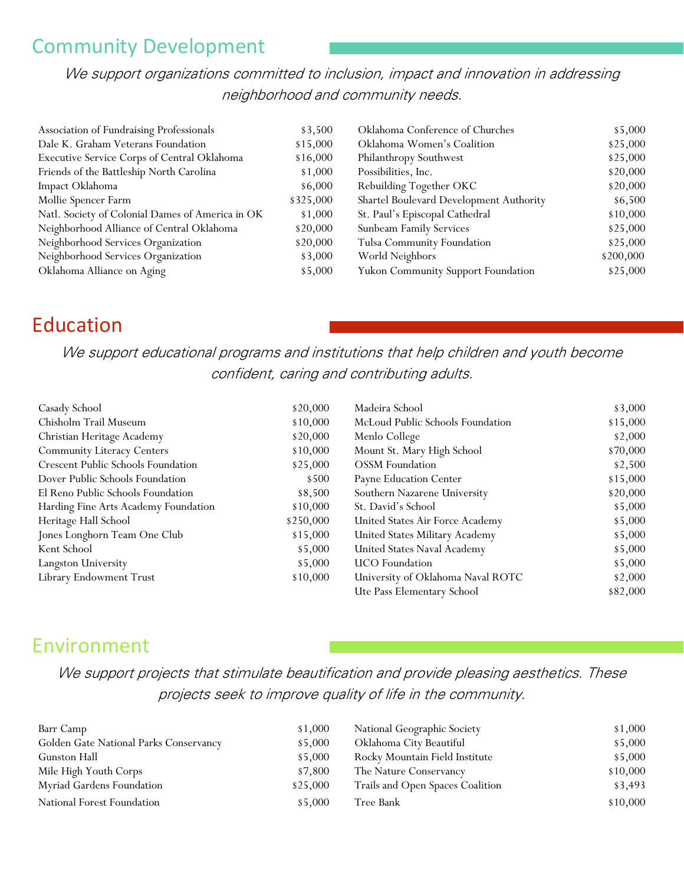## Community Development

*We support organizations committed to inclusion, impact and innovation in addressing neighborhood and community needs.*

| Organization | Amount |
|---|---|
| Association of Fundraising Professionals | $3,500 |
| Dale K. Graham Veterans Foundation | $15,000 |
| Executive Service Corps of Central Oklahoma | $16,000 |
| Friends of the Battleship North Carolina | $1,000 |
| Impact Oklahoma | $6,000 |
| Mollie Spencer Farm | $325,000 |
| Natl. Society of Colonial Dames of America in OK | $1,000 |
| Neighborhood Alliance of Central Oklahoma | $20,000 |
| Neighborhood Services Organization | $20,000 |
| Neighborhood Services Organization | $3,000 |
| Oklahoma Alliance on Aging | $5,000 |
| Oklahoma Conference of Churches | $5,000 |
| Oklahoma Women's Coalition | $25,000 |
| Philanthropy Southwest | $25,000 |
| Possibilities, Inc. | $20,000 |
| Rebuilding Together OKC | $20,000 |
| Shartel Boulevard Development Authority | $6,500 |
| St. Paul's Episcopal Cathedral | $10,000 |
| Sunbeam Family Services | $25,000 |
| Tulsa Community Foundation | $25,000 |
| World Neighbors | $200,000 |
| Yukon Community Support Foundation | $25,000 |

## Education

*We support educational programs and institutions that help children and youth become confident, caring and contributing adults.*

| Organization | Amount |
|---|---|
| Casady School | $20,000 |
| Chisholm Trail Museum | $10,000 |
| Christian Heritage Academy | $20,000 |
| Community Literacy Centers | $10,000 |
| Crescent Public Schools Foundation | $25,000 |
| Dover Public Schools Foundation | $500 |
| El Reno Public Schools Foundation | $8,500 |
| Harding Fine Arts Academy Foundation | $10,000 |
| Heritage Hall School | $250,000 |
| Jones Longhorn Team One Club | $15,000 |
| Kent School | $5,000 |
| Langston University | $5,000 |
| Library Endowment Trust | $10,000 |
| Madeira School | $3,000 |
| McLoud Public Schools Foundation | $15,000 |
| Menlo College | $2,000 |
| Mount St. Mary High School | $70,000 |
| OSSM Foundation | $2,500 |
| Payne Education Center | $15,000 |
| Southern Nazarene University | $20,000 |
| St. David's School | $5,000 |
| United States Air Force Academy | $5,000 |
| United States Military Academy | $5,000 |
| United States Naval Academy | $5,000 |
| UCO Foundation | $5,000 |
| University of Oklahoma Naval ROTC | $2,000 |
| Ute Pass Elementary School | $82,000 |

## Environment

*We support projects that stimulate beautification and provide pleasing aesthetics. These projects seek to improve quality of life in the community.*

| Organization | Amount |
|---|---|
| Barr Camp | $1,000 |
| Golden Gate National Parks Conservancy | $5,000 |
| Gunston Hall | $5,000 |
| Mile High Youth Corps | $7,800 |
| Myriad Gardens Foundation | $25,000 |
| National Forest Foundation | $5,000 |
| National Geographic Society | $1,000 |
| Oklahoma City Beautiful | $5,000 |
| Rocky Mountain Field Institute | $5,000 |
| The Nature Conservancy | $10,000 |
| Trails and Open Spaces Coalition | $3,493 |
| Tree Bank | $10,000 |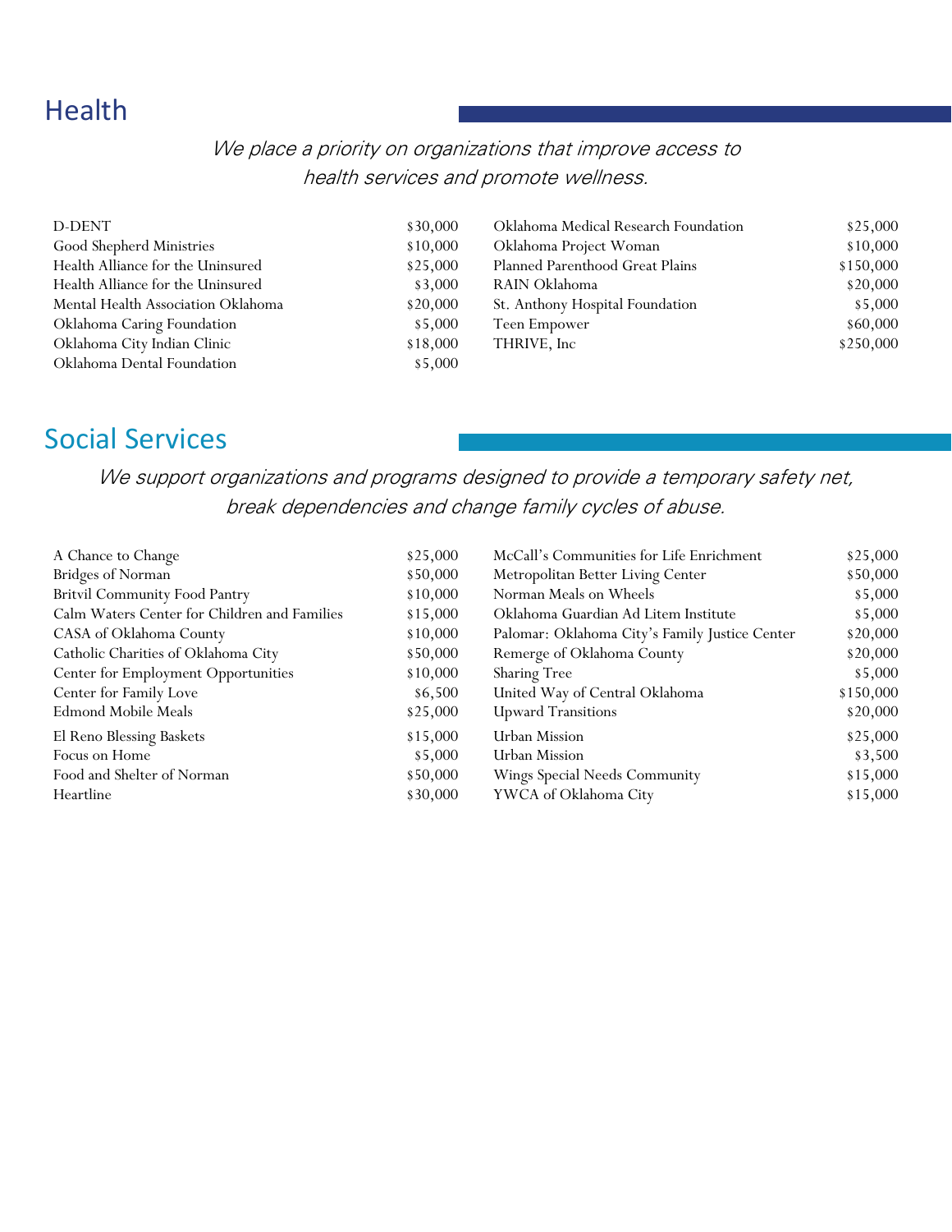## Health

*We place a priority on organizations that improve access to health services and promote wellness.*

| | |
|---|---|
| D-DENT | $30,000 |
| Good Shepherd Ministries | $10,000 |
| Health Alliance for the Uninsured | $25,000 |
| Health Alliance for the Uninsured | $3,000 |
| Mental Health Association Oklahoma | $20,000 |
| Oklahoma Caring Foundation | $5,000 |
| Oklahoma City Indian Clinic | $18,000 |
| Oklahoma Dental Foundation | $5,000 |
| Oklahoma Medical Research Foundation | $25,000 |
| Oklahoma Project Woman | $10,000 |
| Planned Parenthood Great Plains | $150,000 |
| RAIN Oklahoma | $20,000 |
| St. Anthony Hospital Foundation | $5,000 |
| Teen Empower | $60,000 |
| THRIVE, Inc | $250,000 |

## Social Services

*We support organizations and programs designed to provide a temporary safety net, break dependencies and change family cycles of abuse.*

| | |
|---|---|
| A Chance to Change | $25,000 |
| Bridges of Norman | $50,000 |
| Britvil Community Food Pantry | $10,000 |
| Calm Waters Center for Children and Families | $15,000 |
| CASA of Oklahoma County | $10,000 |
| Catholic Charities of Oklahoma City | $50,000 |
| Center for Employment Opportunities | $10,000 |
| Center for Family Love | $6,500 |
| Edmond Mobile Meals | $25,000 |
| El Reno Blessing Baskets | $15,000 |
| Focus on Home | $5,000 |
| Food and Shelter of Norman | $50,000 |
| Heartline | $30,000 |
| McCall's Communities for Life Enrichment | $25,000 |
| Metropolitan Better Living Center | $50,000 |
| Norman Meals on Wheels | $5,000 |
| Oklahoma Guardian Ad Litem Institute | $5,000 |
| Palomar: Oklahoma City's Family Justice Center | $20,000 |
| Remerge of Oklahoma County | $20,000 |
| Sharing Tree | $5,000 |
| United Way of Central Oklahoma | $150,000 |
| Upward Transitions | $20,000 |
| Urban Mission | $25,000 |
| Urban Mission | $3,500 |
| Wings Special Needs Community | $15,000 |
| YWCA of Oklahoma City | $15,000 |